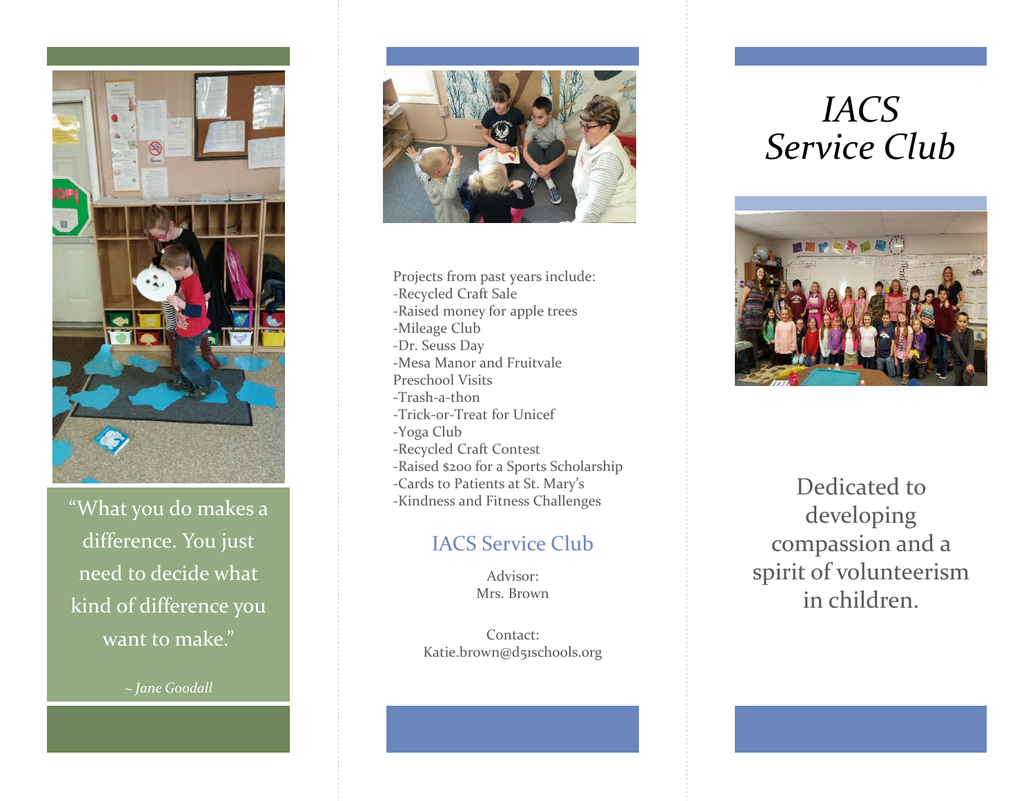> "What you do makes a difference. You just need to decide what kind of difference you want to make."
>
> *~ Jane Goodall*

Projects from past years include:

- Recycled Craft Sale
- Raised money for apple trees
- Mileage Club
- Dr. Seuss Day
- Mesa Manor and Fruitvale Preschool Visits
- Trash-a-thon
- Trick-or-Treat for Unicef
- Yoga Club
- Recycled Craft Contest
- Raised $200 for a Sports Scholarship
- Cards to Patients at St. Mary's
- Kindness and Fitness Challenges

## IACS Service Club

Advisor:
Mrs. Brown

Contact:
Katie.brown@d51schools.org

# *IACS Service Club*

Dedicated to developing compassion and a spirit of volunteerism in children.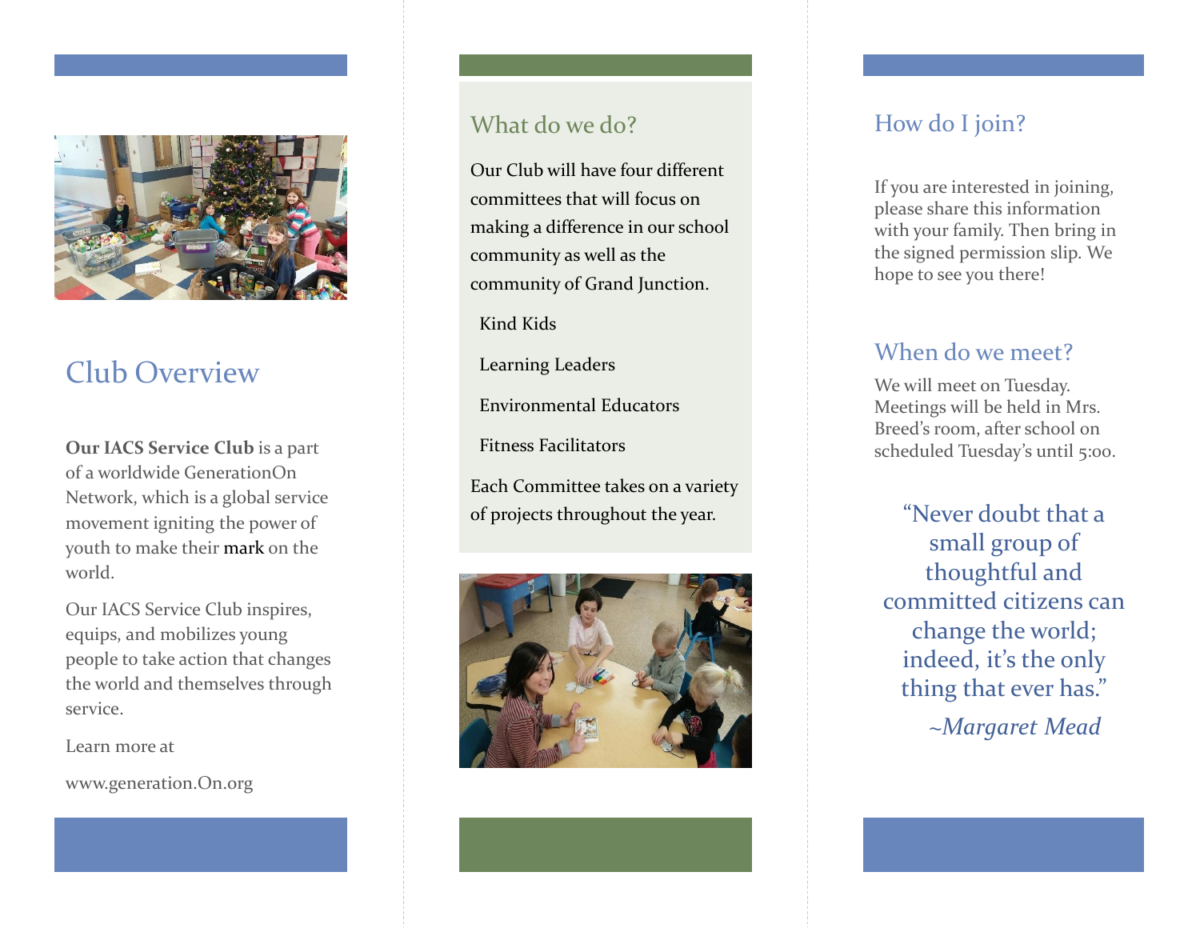## Club Overview

**Our IACS Service Club** is a part of a worldwide GenerationOn Network, which is a global service movement igniting the power of youth to make their mark on the world.

Our IACS Service Club inspires, equips, and mobilizes young people to take action that changes the world and themselves through service.

Learn more at

www.generation.On.org

## What do we do?

Our Club will have four different committees that will focus on making a difference in our school community as well as the community of Grand Junction.

- Kind Kids
- Learning Leaders
- Environmental Educators
- Fitness Facilitators

Each Committee takes on a variety of projects throughout the year.

## How do I join?

If you are interested in joining, please share this information with your family. Then bring in the signed permission slip. We hope to see you there!

## When do we meet?

We will meet on Tuesday. Meetings will be held in Mrs. Breed's room, after school on scheduled Tuesday's until 5:00.

"Never doubt that a small group of thoughtful and committed citizens can change the world; indeed, it's the only thing that ever has."

*~Margaret Mead*